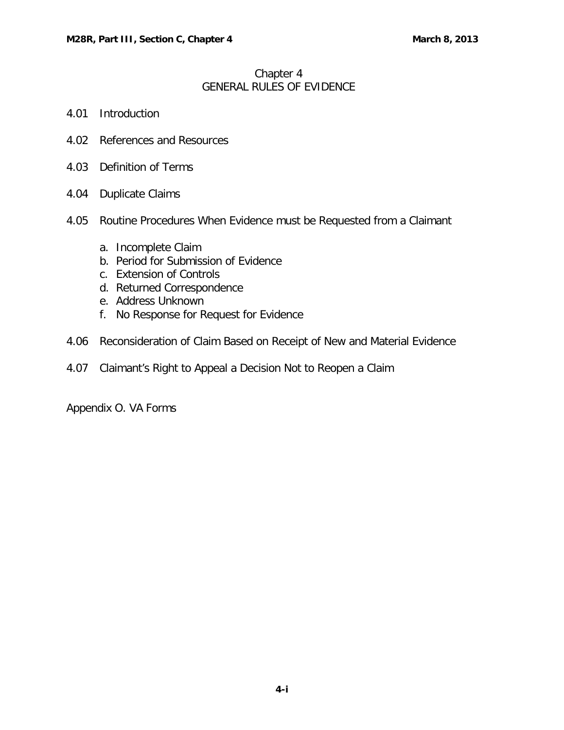# Chapter 4
# GENERAL RULES OF EVIDENCE

4.01 Introduction

4.02 References and Resources

4.03 Definition of Terms

4.04 Duplicate Claims

4.05 Routine Procedures When Evidence must be Requested from a Claimant

a. Incomplete Claim
b. Period for Submission of Evidence
c. Extension of Controls
d. Returned Correspondence
e. Address Unknown
f. No Response for Request for Evidence

4.06 Reconsideration of Claim Based on Receipt of New and Material Evidence

4.07 Claimant's Right to Appeal a Decision Not to Reopen a Claim

Appendix O. VA Forms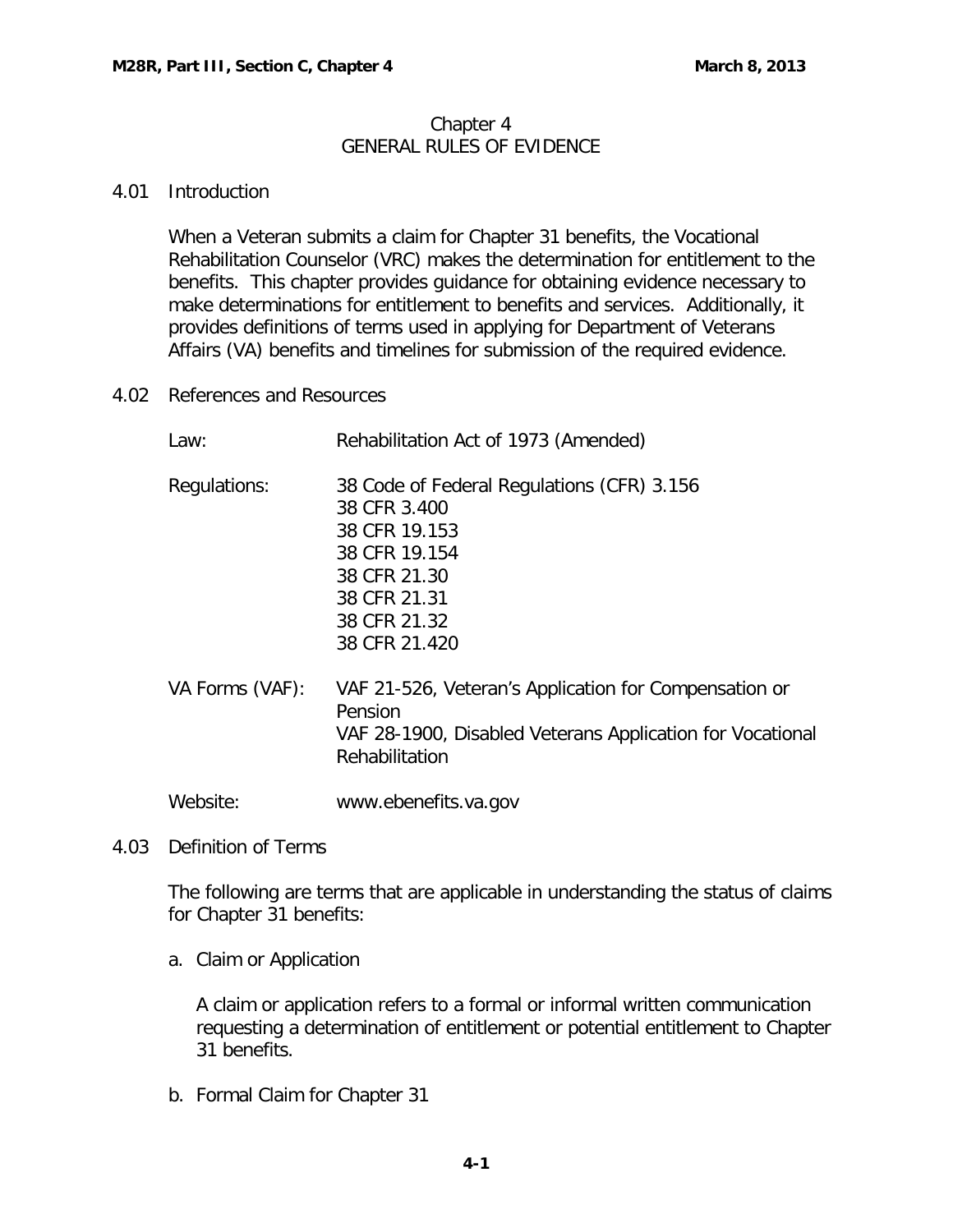# Chapter 4
# GENERAL RULES OF EVIDENCE

## 4.01 Introduction

When a Veteran submits a claim for Chapter 31 benefits, the Vocational Rehabilitation Counselor (VRC) makes the determination for entitlement to the benefits. This chapter provides guidance for obtaining evidence necessary to make determinations for entitlement to benefits and services. Additionally, it provides definitions of terms used in applying for Department of Veterans Affairs (VA) benefits and timelines for submission of the required evidence.

## 4.02 References and Resources

| | |
|---|---|
| Law: | Rehabilitation Act of 1973 (Amended) |
| Regulations: | 38 Code of Federal Regulations (CFR) 3.156<br>38 CFR 3.400<br>38 CFR 19.153<br>38 CFR 19.154<br>38 CFR 21.30<br>38 CFR 21.31<br>38 CFR 21.32<br>38 CFR 21.420 |
| VA Forms (VAF): | VAF 21-526, Veteran's Application for Compensation or Pension<br>VAF 28-1900, Disabled Veterans Application for Vocational Rehabilitation |
| Website: | www.ebenefits.va.gov |

## 4.03 Definition of Terms

The following are terms that are applicable in understanding the status of claims for Chapter 31 benefits:

a. Claim or Application

A claim or application refers to a formal or informal written communication requesting a determination of entitlement or potential entitlement to Chapter 31 benefits.

b. Formal Claim for Chapter 31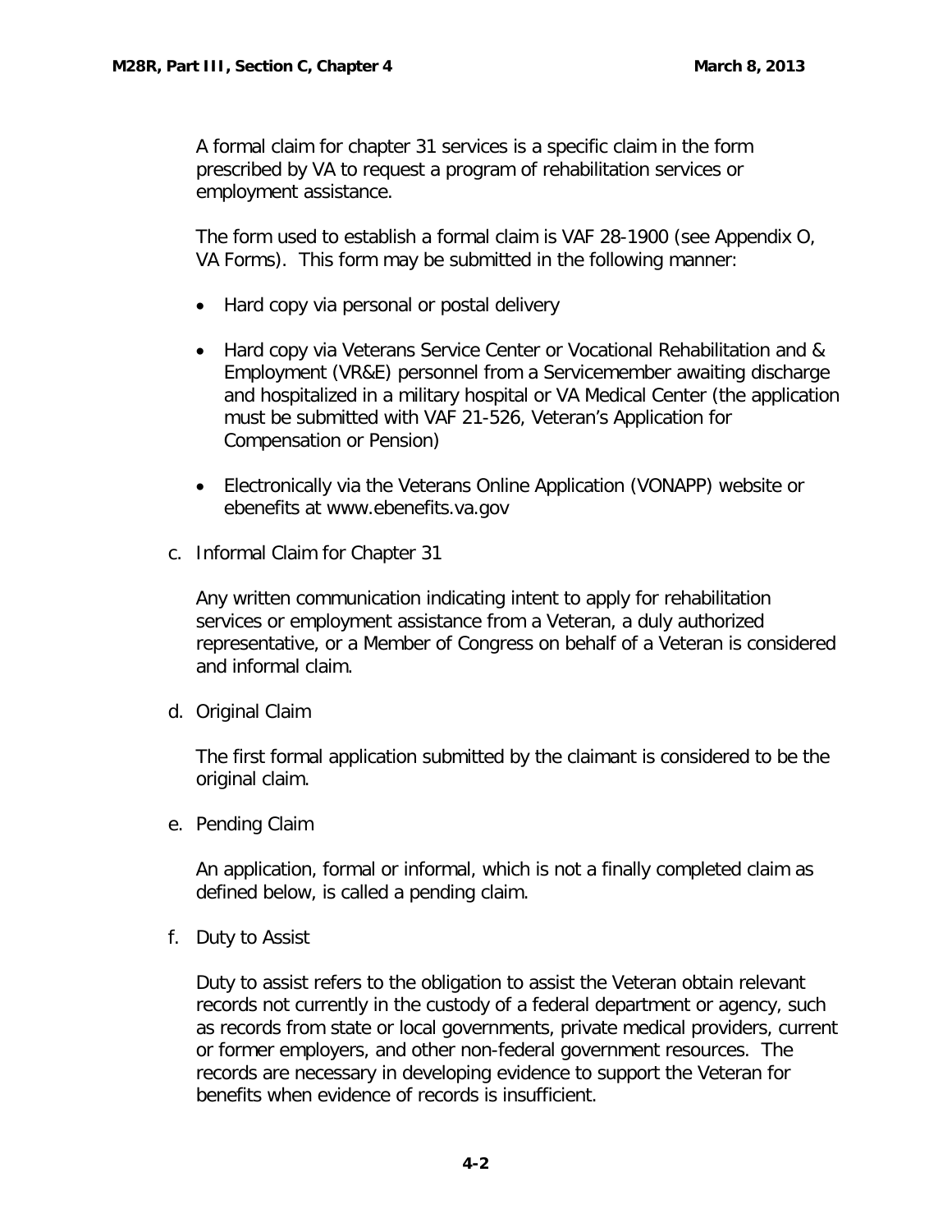A formal claim for chapter 31 services is a specific claim in the form prescribed by VA to request a program of rehabilitation services or employment assistance.

The form used to establish a formal claim is VAF 28-1900 (see Appendix O, VA Forms). This form may be submitted in the following manner:

- Hard copy via personal or postal delivery
- Hard copy via Veterans Service Center or Vocational Rehabilitation and & Employment (VR&E) personnel from a Servicemember awaiting discharge and hospitalized in a military hospital or VA Medical Center (the application must be submitted with VAF 21-526, Veteran's Application for Compensation or Pension)
- Electronically via the Veterans Online Application (VONAPP) website or ebenefits at www.ebenefits.va.gov

c. Informal Claim for Chapter 31

Any written communication indicating intent to apply for rehabilitation services or employment assistance from a Veteran, a duly authorized representative, or a Member of Congress on behalf of a Veteran is considered and informal claim.

d. Original Claim

The first formal application submitted by the claimant is considered to be the original claim.

e. Pending Claim

An application, formal or informal, which is not a finally completed claim as defined below, is called a pending claim.

f. Duty to Assist

Duty to assist refers to the obligation to assist the Veteran obtain relevant records not currently in the custody of a federal department or agency, such as records from state or local governments, private medical providers, current or former employers, and other non-federal government resources. The records are necessary in developing evidence to support the Veteran for benefits when evidence of records is insufficient.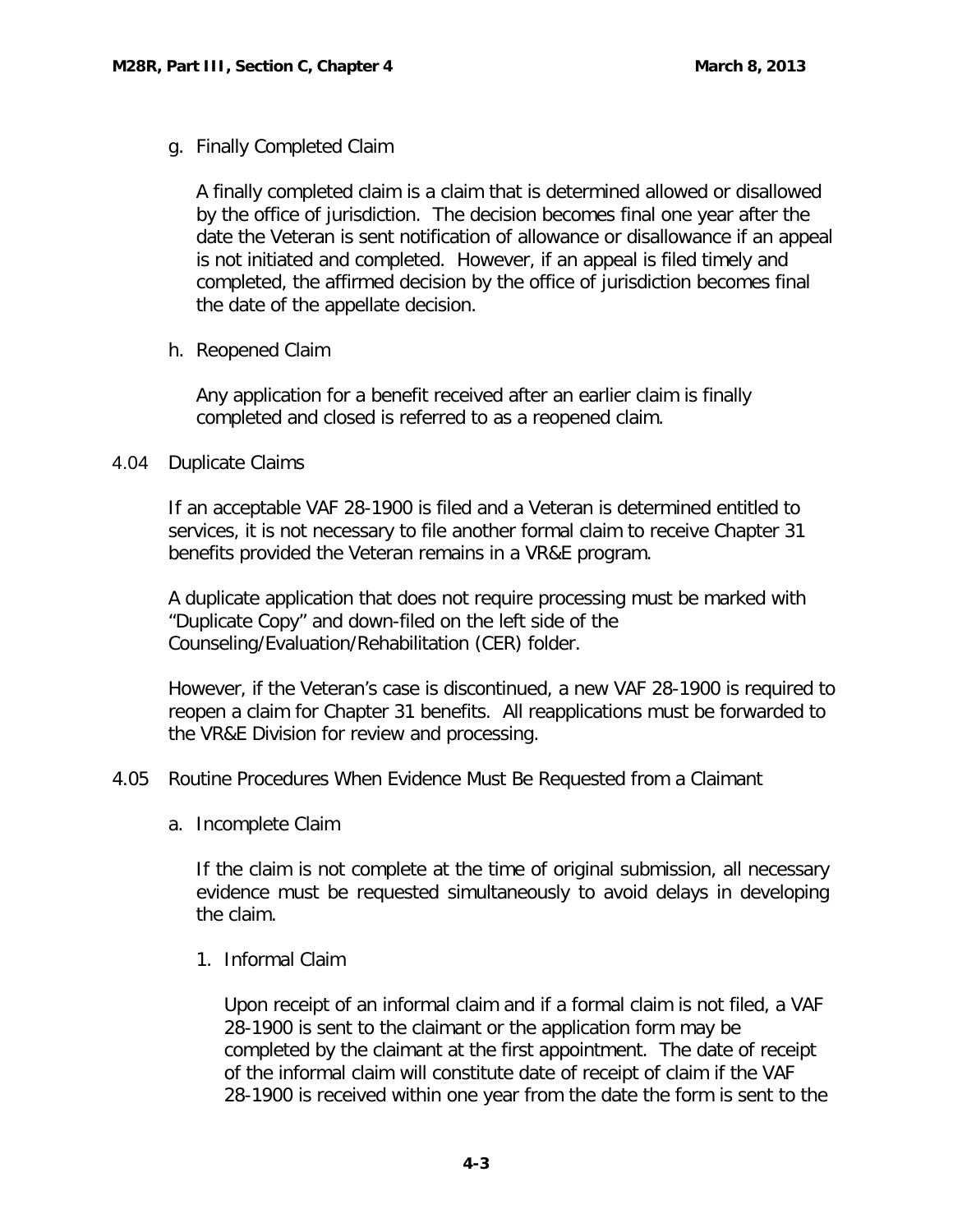g. Finally Completed Claim

A finally completed claim is a claim that is determined allowed or disallowed by the office of jurisdiction. The decision becomes final one year after the date the Veteran is sent notification of allowance or disallowance if an appeal is not initiated and completed. However, if an appeal is filed timely and completed, the affirmed decision by the office of jurisdiction becomes final the date of the appellate decision.

h. Reopened Claim

Any application for a benefit received after an earlier claim is finally completed and closed is referred to as a reopened claim.

4.04 Duplicate Claims

If an acceptable VAF 28-1900 is filed and a Veteran is determined entitled to services, it is not necessary to file another formal claim to receive Chapter 31 benefits provided the Veteran remains in a VR&E program.

A duplicate application that does not require processing must be marked with "Duplicate Copy" and down-filed on the left side of the Counseling/Evaluation/Rehabilitation (CER) folder.

However, if the Veteran's case is discontinued, a new VAF 28-1900 is required to reopen a claim for Chapter 31 benefits. All reapplications must be forwarded to the VR&E Division for review and processing.

4.05 Routine Procedures When Evidence Must Be Requested from a Claimant

a. Incomplete Claim

If the claim is not complete at the time of original submission, all necessary evidence must be requested simultaneously to avoid delays in developing the claim.

1. Informal Claim

Upon receipt of an informal claim and if a formal claim is not filed, a VAF 28-1900 is sent to the claimant or the application form may be completed by the claimant at the first appointment. The date of receipt of the informal claim will constitute date of receipt of claim if the VAF 28-1900 is received within one year from the date the form is sent to the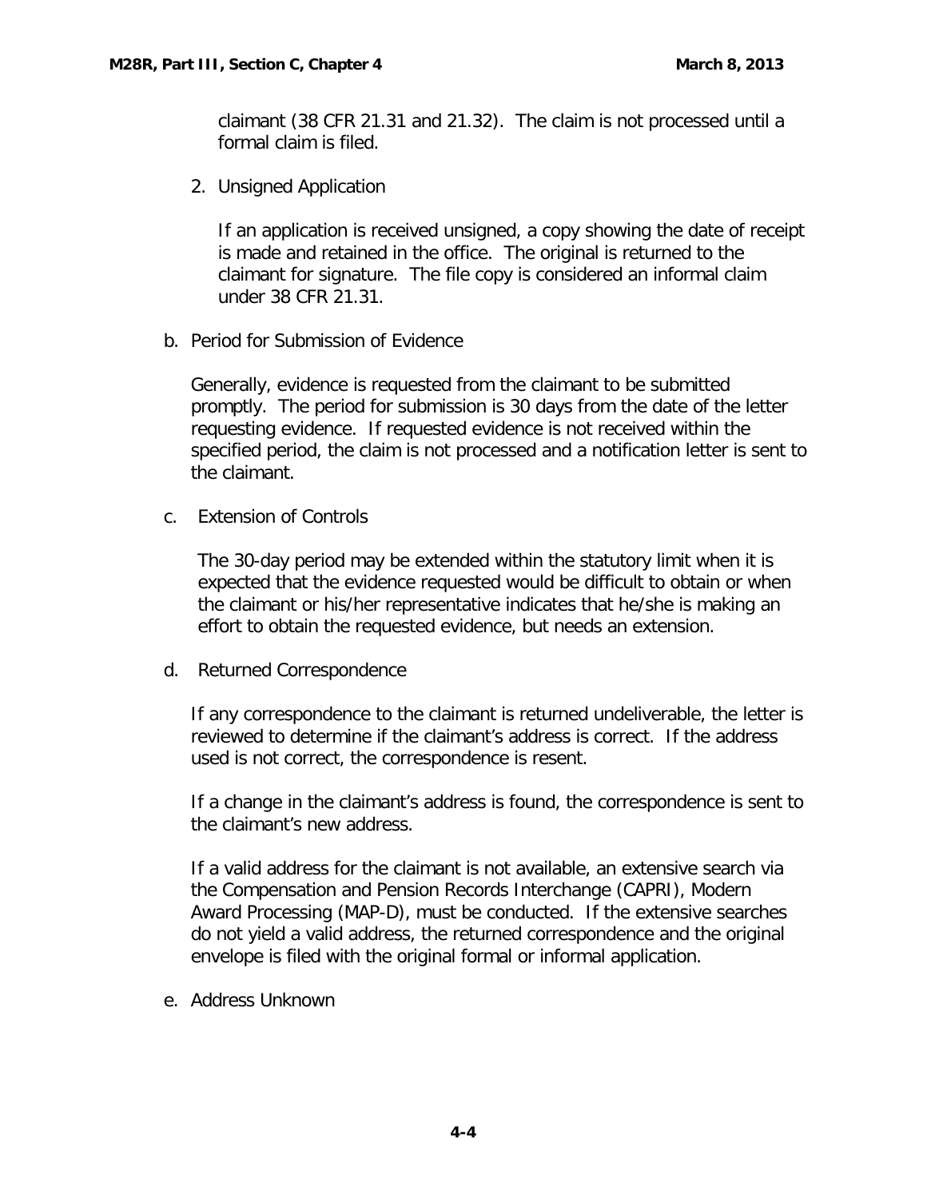claimant (38 CFR 21.31 and 21.32). The claim is not processed until a formal claim is filed.

2. Unsigned Application

   If an application is received unsigned, a copy showing the date of receipt is made and retained in the office. The original is returned to the claimant for signature. The file copy is considered an informal claim under 38 CFR 21.31.

b. Period for Submission of Evidence

   Generally, evidence is requested from the claimant to be submitted promptly. The period for submission is 30 days from the date of the letter requesting evidence. If requested evidence is not received within the specified period, the claim is not processed and a notification letter is sent to the claimant.

c. Extension of Controls

   The 30-day period may be extended within the statutory limit when it is expected that the evidence requested would be difficult to obtain or when the claimant or his/her representative indicates that he/she is making an effort to obtain the requested evidence, but needs an extension.

d. Returned Correspondence

   If any correspondence to the claimant is returned undeliverable, the letter is reviewed to determine if the claimant's address is correct. If the address used is not correct, the correspondence is resent.

   If a change in the claimant's address is found, the correspondence is sent to the claimant's new address.

   If a valid address for the claimant is not available, an extensive search via the Compensation and Pension Records Interchange (CAPRI), Modern Award Processing (MAP-D), must be conducted. If the extensive searches do not yield a valid address, the returned correspondence and the original envelope is filed with the original formal or informal application.

e. Address Unknown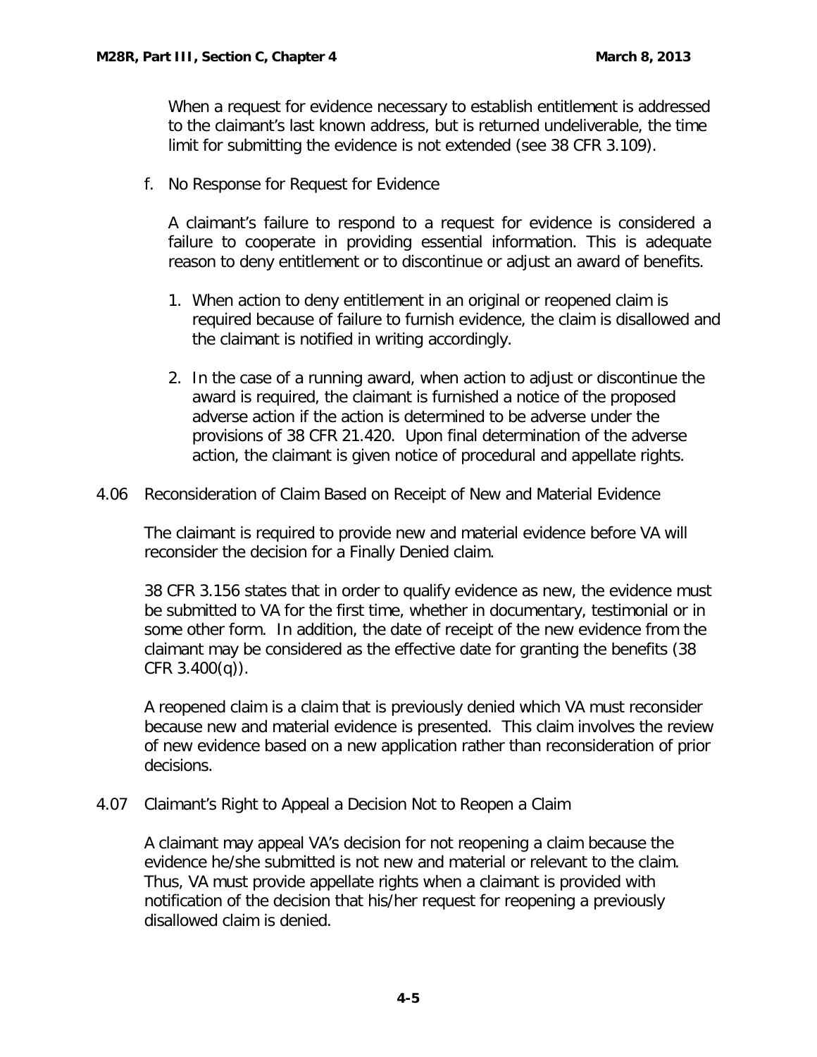When a request for evidence necessary to establish entitlement is addressed to the claimant's last known address, but is returned undeliverable, the time limit for submitting the evidence is not extended (see 38 CFR 3.109).

f. No Response for Request for Evidence

A claimant's failure to respond to a request for evidence is considered a failure to cooperate in providing essential information. This is adequate reason to deny entitlement or to discontinue or adjust an award of benefits.

1. When action to deny entitlement in an original or reopened claim is required because of failure to furnish evidence, the claim is disallowed and the claimant is notified in writing accordingly.
2. In the case of a running award, when action to adjust or discontinue the award is required, the claimant is furnished a notice of the proposed adverse action if the action is determined to be adverse under the provisions of 38 CFR 21.420. Upon final determination of the adverse action, the claimant is given notice of procedural and appellate rights.

4.06 Reconsideration of Claim Based on Receipt of New and Material Evidence

The claimant is required to provide new and material evidence before VA will reconsider the decision for a Finally Denied claim.

38 CFR 3.156 states that in order to qualify evidence as new, the evidence must be submitted to VA for the first time, whether in documentary, testimonial or in some other form. In addition, the date of receipt of the new evidence from the claimant may be considered as the effective date for granting the benefits (38 CFR 3.400(q)).

A reopened claim is a claim that is previously denied which VA must reconsider because new and material evidence is presented. This claim involves the review of new evidence based on a new application rather than reconsideration of prior decisions.

4.07 Claimant's Right to Appeal a Decision Not to Reopen a Claim

A claimant may appeal VA's decision for not reopening a claim because the evidence he/she submitted is not new and material or relevant to the claim. Thus, VA must provide appellate rights when a claimant is provided with notification of the decision that his/her request for reopening a previously disallowed claim is denied.